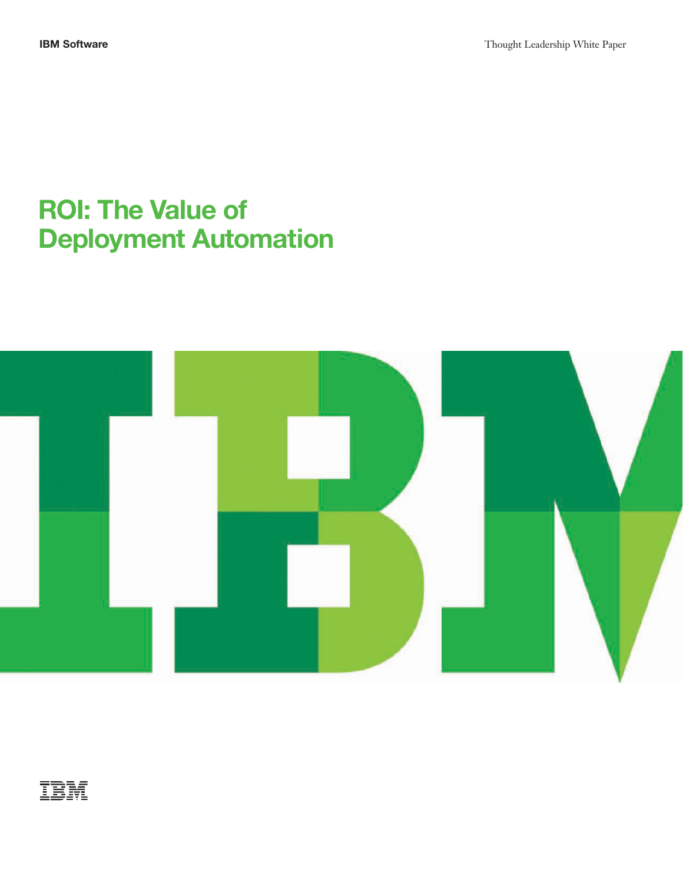IBM Software

Thought Leadership White Paper

# ROI: The Value of Deployment Automation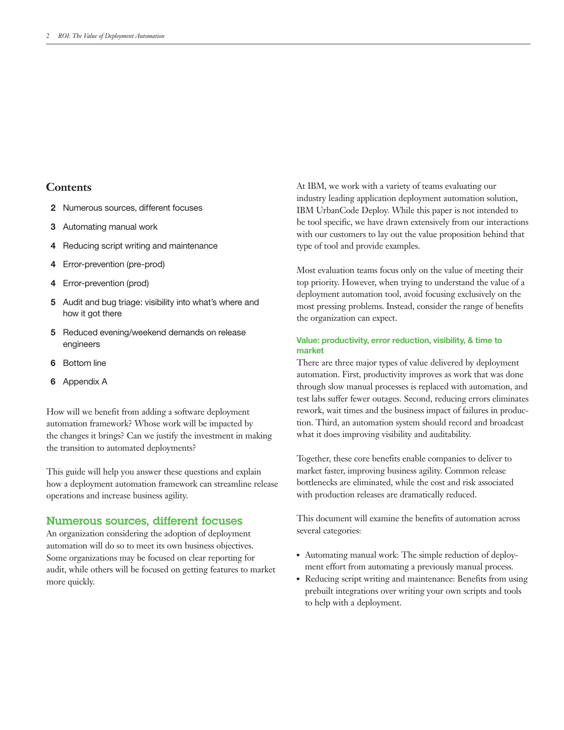## Contents

- 2 Numerous sources, different focuses
- 3 Automating manual work
- 4 Reducing script writing and maintenance
- 4 Error-prevention (pre-prod)
- 4 Error-prevention (prod)
- 5 Audit and bug triage: visibility into what's where and how it got there
- 5 Reduced evening/weekend demands on release engineers
- 6 Bottom line
- 6 Appendix A

How will we benefit from adding a software deployment automation framework? Whose work will be impacted by the changes it brings? Can we justify the investment in making the transition to automated deployments?

This guide will help you answer these questions and explain how a deployment automation framework can streamline release operations and increase business agility.

## Numerous sources, different focuses

An organization considering the adoption of deployment automation will do so to meet its own business objectives. Some organizations may be focused on clear reporting for audit, while others will be focused on getting features to market more quickly.

At IBM, we work with a variety of teams evaluating our industry leading application deployment automation solution, IBM UrbanCode Deploy. While this paper is not intended to be tool specific, we have drawn extensively from our interactions with our customers to lay out the value proposition behind that type of tool and provide examples.

Most evaluation teams focus only on the value of meeting their top priority. However, when trying to understand the value of a deployment automation tool, avoid focusing exclusively on the most pressing problems. Instead, consider the range of benefits the organization can expect.

### Value: productivity, error reduction, visibility, & time to market

There are three major types of value delivered by deployment automation. First, productivity improves as work that was done through slow manual processes is replaced with automation, and test labs suffer fewer outages. Second, reducing errors eliminates rework, wait times and the business impact of failures in production. Third, an automation system should record and broadcast what it does improving visibility and auditability.

Together, these core benefits enable companies to deliver to market faster, improving business agility. Common release bottlenecks are eliminated, while the cost and risk associated with production releases are dramatically reduced.

This document will examine the benefits of automation across several categories:

- Automating manual work: The simple reduction of deployment effort from automating a previously manual process.
- Reducing script writing and maintenance: Benefits from using prebuilt integrations over writing your own scripts and tools to help with a deployment.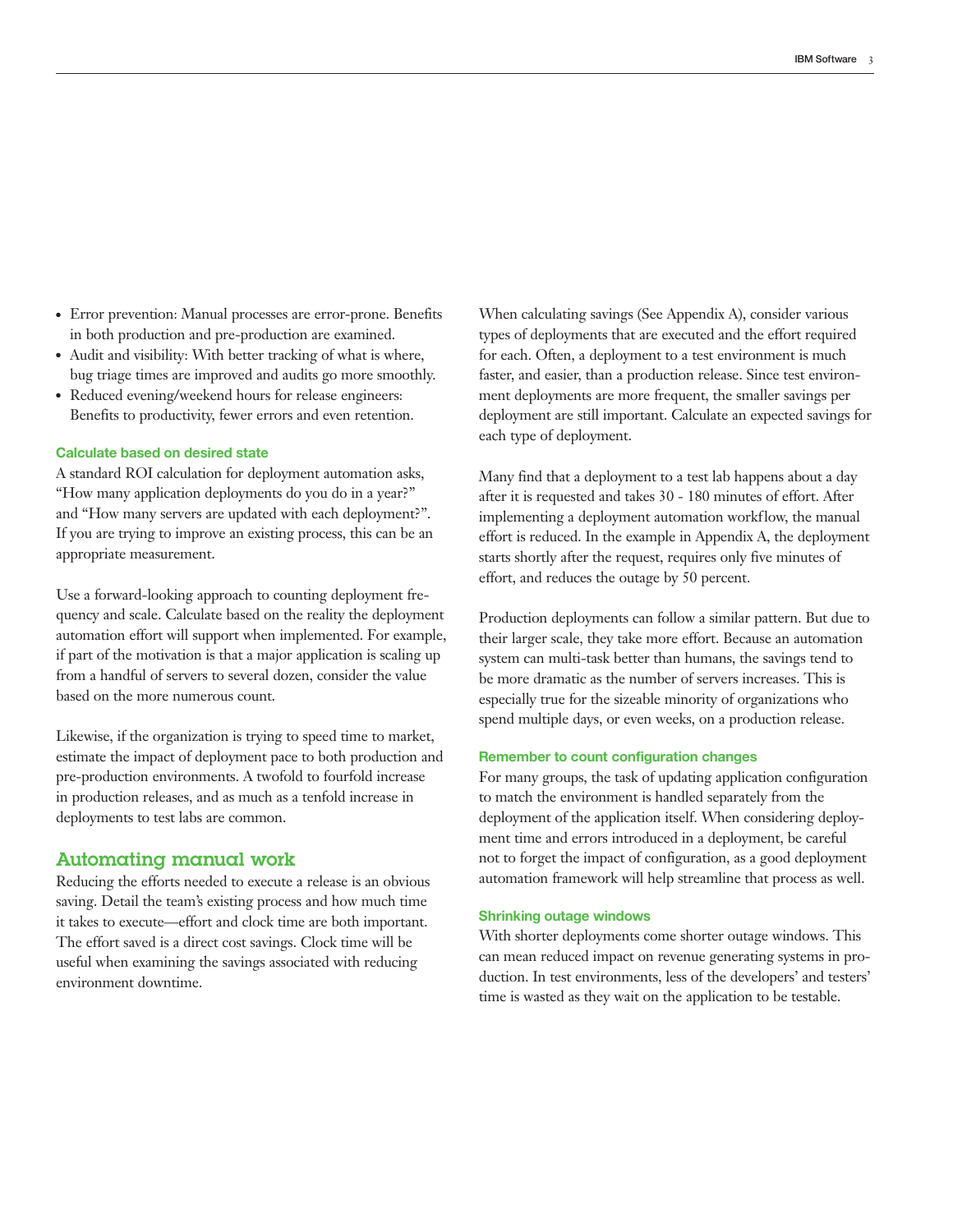- Error prevention: Manual processes are error-prone. Benefits in both production and pre-production are examined.
- Audit and visibility: With better tracking of what is where, bug triage times are improved and audits go more smoothly.
- Reduced evening/weekend hours for release engineers: Benefits to productivity, fewer errors and even retention.

### Calculate based on desired state

A standard ROI calculation for deployment automation asks, "How many application deployments do you do in a year?" and "How many servers are updated with each deployment?". If you are trying to improve an existing process, this can be an appropriate measurement.

Use a forward-looking approach to counting deployment frequency and scale. Calculate based on the reality the deployment automation effort will support when implemented. For example, if part of the motivation is that a major application is scaling up from a handful of servers to several dozen, consider the value based on the more numerous count.

Likewise, if the organization is trying to speed time to market, estimate the impact of deployment pace to both production and pre-production environments. A twofold to fourfold increase in production releases, and as much as a tenfold increase in deployments to test labs are common.

## Automating manual work

Reducing the efforts needed to execute a release is an obvious saving. Detail the team's existing process and how much time it takes to execute—effort and clock time are both important. The effort saved is a direct cost savings. Clock time will be useful when examining the savings associated with reducing environment downtime.

When calculating savings (See Appendix A), consider various types of deployments that are executed and the effort required for each. Often, a deployment to a test environment is much faster, and easier, than a production release. Since test environment deployments are more frequent, the smaller savings per deployment are still important. Calculate an expected savings for each type of deployment.

Many find that a deployment to a test lab happens about a day after it is requested and takes 30 - 180 minutes of effort. After implementing a deployment automation workflow, the manual effort is reduced. In the example in Appendix A, the deployment starts shortly after the request, requires only five minutes of effort, and reduces the outage by 50 percent.

Production deployments can follow a similar pattern. But due to their larger scale, they take more effort. Because an automation system can multi-task better than humans, the savings tend to be more dramatic as the number of servers increases. This is especially true for the sizeable minority of organizations who spend multiple days, or even weeks, on a production release.

### Remember to count configuration changes

For many groups, the task of updating application configuration to match the environment is handled separately from the deployment of the application itself. When considering deployment time and errors introduced in a deployment, be careful not to forget the impact of configuration, as a good deployment automation framework will help streamline that process as well.

### Shrinking outage windows

With shorter deployments come shorter outage windows. This can mean reduced impact on revenue generating systems in production. In test environments, less of the developers' and testers' time is wasted as they wait on the application to be testable.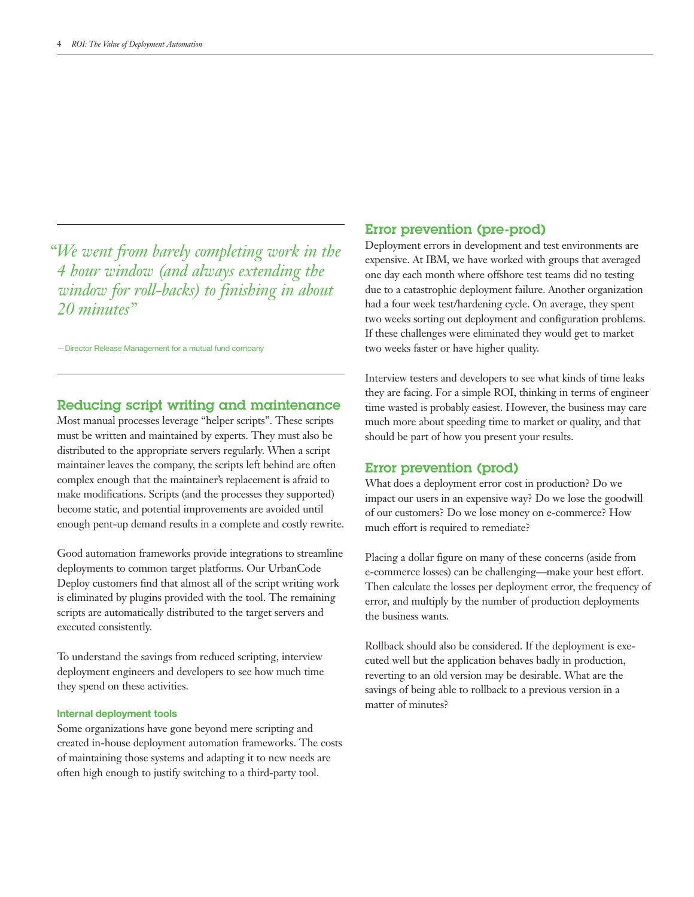> *"We went from barely completing work in the 4 hour window (and always extending the window for roll-backs) to finishing in about 20 minutes"*
>
> —Director Release Management for a mutual fund company

## Reducing script writing and maintenance

Most manual processes leverage "helper scripts". These scripts must be written and maintained by experts. They must also be distributed to the appropriate servers regularly. When a script maintainer leaves the company, the scripts left behind are often complex enough that the maintainer's replacement is afraid to make modifications. Scripts (and the processes they supported) become static, and potential improvements are avoided until enough pent-up demand results in a complete and costly rewrite.

Good automation frameworks provide integrations to streamline deployments to common target platforms. Our UrbanCode Deploy customers find that almost all of the script writing work is eliminated by plugins provided with the tool. The remaining scripts are automatically distributed to the target servers and executed consistently.

To understand the savings from reduced scripting, interview deployment engineers and developers to see how much time they spend on these activities.

### Internal deployment tools

Some organizations have gone beyond mere scripting and created in-house deployment automation frameworks. The costs of maintaining those systems and adapting it to new needs are often high enough to justify switching to a third-party tool.

## Error prevention (pre-prod)

Deployment errors in development and test environments are expensive. At IBM, we have worked with groups that averaged one day each month where offshore test teams did no testing due to a catastrophic deployment failure. Another organization had a four week test/hardening cycle. On average, they spent two weeks sorting out deployment and configuration problems. If these challenges were eliminated they would get to market two weeks faster or have higher quality.

Interview testers and developers to see what kinds of time leaks they are facing. For a simple ROI, thinking in terms of engineer time wasted is probably easiest. However, the business may care much more about speeding time to market or quality, and that should be part of how you present your results.

## Error prevention (prod)

What does a deployment error cost in production? Do we impact our users in an expensive way? Do we lose the goodwill of our customers? Do we lose money on e-commerce? How much effort is required to remediate?

Placing a dollar figure on many of these concerns (aside from e-commerce losses) can be challenging—make your best effort. Then calculate the losses per deployment error, the frequency of error, and multiply by the number of production deployments the business wants.

Rollback should also be considered. If the deployment is executed well but the application behaves badly in production, reverting to an old version may be desirable. What are the savings of being able to rollback to a previous version in a matter of minutes?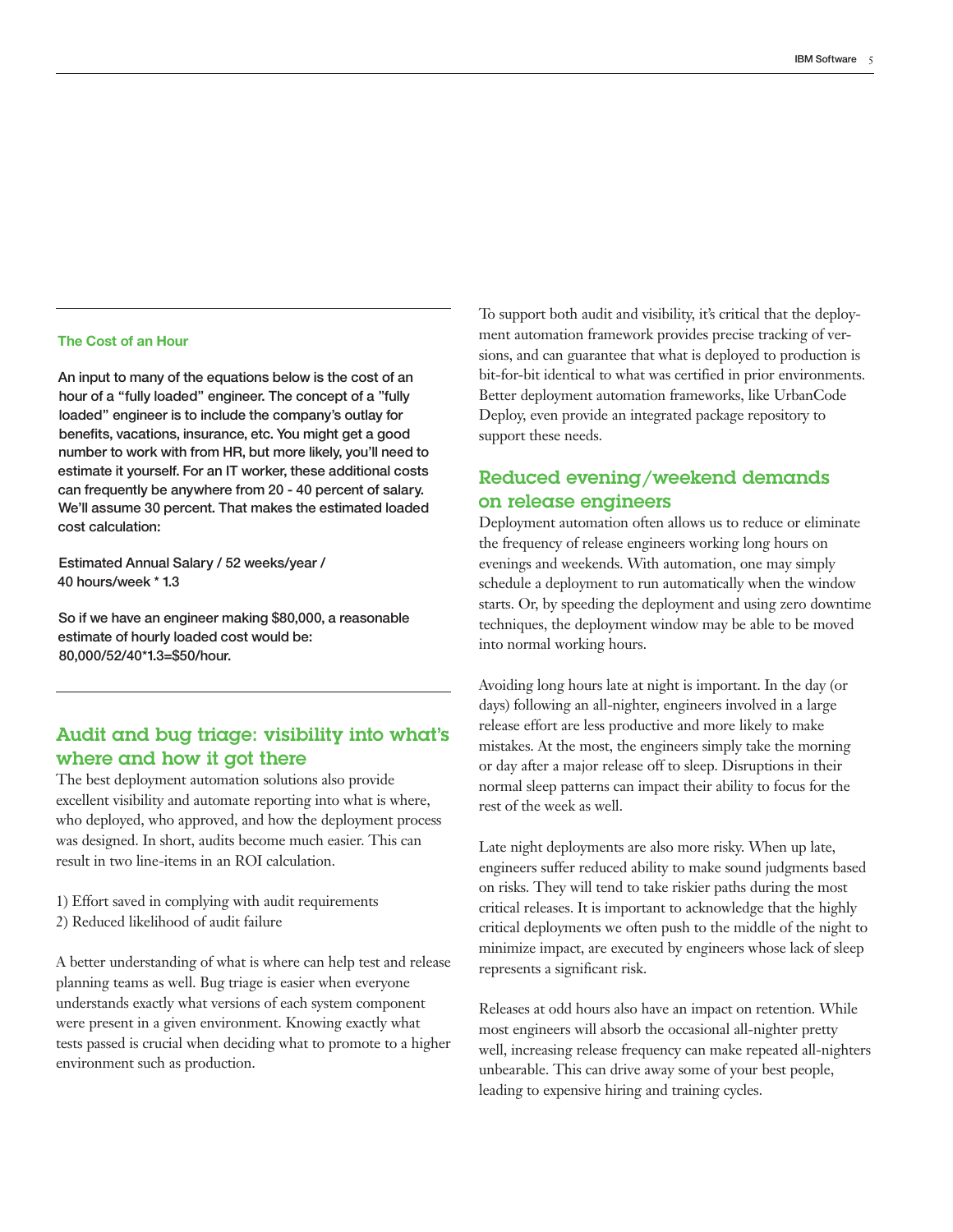### The Cost of an Hour

**An input to many of the equations below is the cost of an hour of a "fully loaded" engineer. The concept of a "fully loaded" engineer is to include the company's outlay for benefits, vacations, insurance, etc. You might get a good number to work with from HR, but more likely, you'll need to estimate it yourself. For an IT worker, these additional costs can frequently be anywhere from 20 - 40 percent of salary. We'll assume 30 percent. That makes the estimated loaded cost calculation:**

**Estimated Annual Salary / 52 weeks/year / 40 hours/week * 1.3**

**So if we have an engineer making $80,000, a reasonable estimate of hourly loaded cost would be: 80,000/52/40*1.3=$50/hour.**

## Audit and bug triage: visibility into what's where and how it got there

The best deployment automation solutions also provide excellent visibility and automate reporting into what is where, who deployed, who approved, and how the deployment process was designed. In short, audits become much easier. This can result in two line-items in an ROI calculation.

1) Effort saved in complying with audit requirements
2) Reduced likelihood of audit failure

A better understanding of what is where can help test and release planning teams as well. Bug triage is easier when everyone understands exactly what versions of each system component were present in a given environment. Knowing exactly what tests passed is crucial when deciding what to promote to a higher environment such as production.

To support both audit and visibility, it's critical that the deployment automation framework provides precise tracking of versions, and can guarantee that what is deployed to production is bit-for-bit identical to what was certified in prior environments. Better deployment automation frameworks, like UrbanCode Deploy, even provide an integrated package repository to support these needs.

## Reduced evening/weekend demands on release engineers

Deployment automation often allows us to reduce or eliminate the frequency of release engineers working long hours on evenings and weekends. With automation, one may simply schedule a deployment to run automatically when the window starts. Or, by speeding the deployment and using zero downtime techniques, the deployment window may be able to be moved into normal working hours.

Avoiding long hours late at night is important. In the day (or days) following an all-nighter, engineers involved in a large release effort are less productive and more likely to make mistakes. At the most, the engineers simply take the morning or day after a major release off to sleep. Disruptions in their normal sleep patterns can impact their ability to focus for the rest of the week as well.

Late night deployments are also more risky. When up late, engineers suffer reduced ability to make sound judgments based on risks. They will tend to take riskier paths during the most critical releases. It is important to acknowledge that the highly critical deployments we often push to the middle of the night to minimize impact, are executed by engineers whose lack of sleep represents a significant risk.

Releases at odd hours also have an impact on retention. While most engineers will absorb the occasional all-nighter pretty well, increasing release frequency can make repeated all-nighters unbearable. This can drive away some of your best people, leading to expensive hiring and training cycles.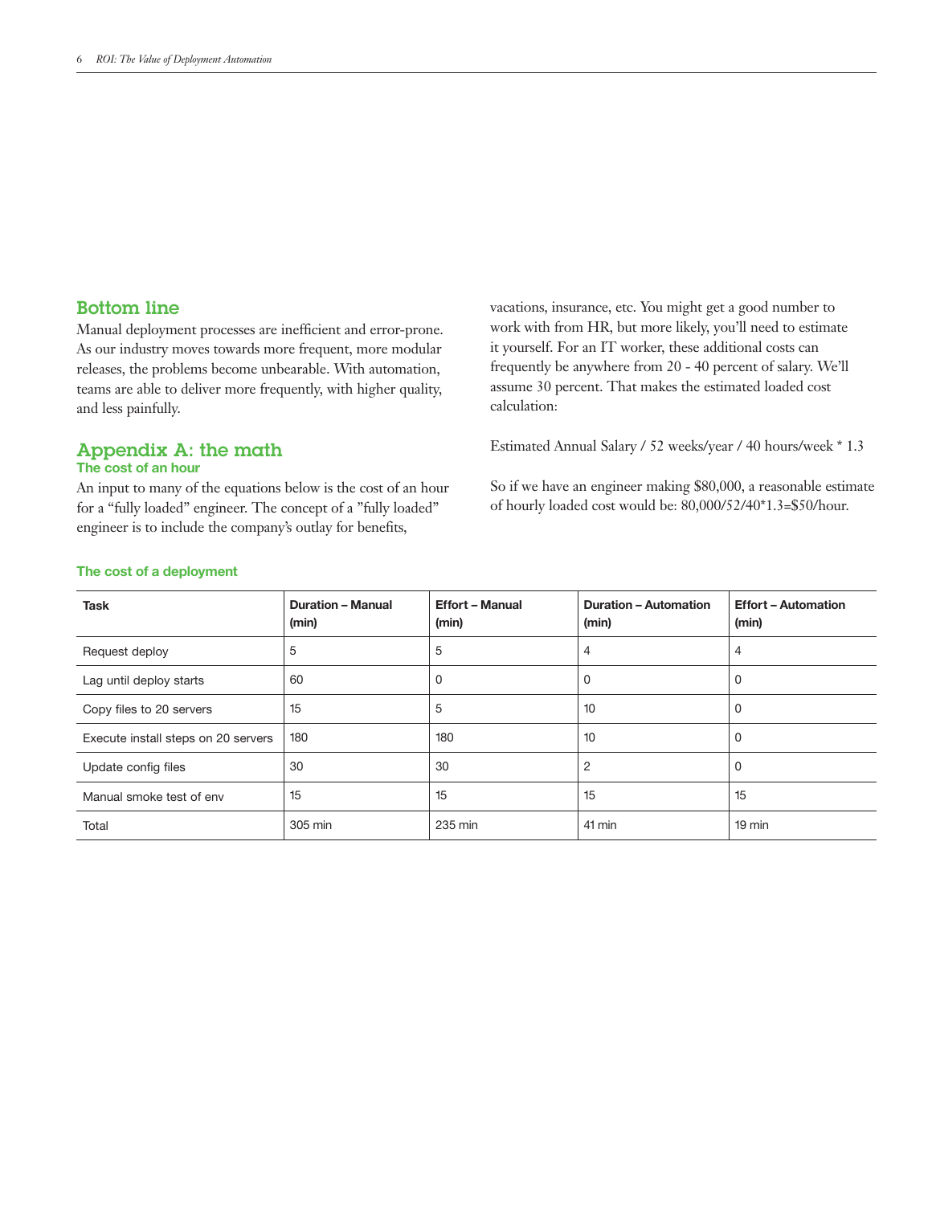## Bottom line

Manual deployment processes are inefficient and error-prone. As our industry moves towards more frequent, more modular releases, the problems become unbearable. With automation, teams are able to deliver more frequently, with higher quality, and less painfully.

## Appendix A: the math

### The cost of an hour

An input to many of the equations below is the cost of an hour for a "fully loaded" engineer. The concept of a "fully loaded" engineer is to include the company's outlay for benefits, vacations, insurance, etc. You might get a good number to work with from HR, but more likely, you'll need to estimate it yourself. For an IT worker, these additional costs can frequently be anywhere from 20 - 40 percent of salary. We'll assume 30 percent. That makes the estimated loaded cost calculation:

Estimated Annual Salary / 52 weeks/year / 40 hours/week * 1.3

So if we have an engineer making $80,000, a reasonable estimate of hourly loaded cost would be: 80,000/52/40*1.3=$50/hour.

### The cost of a deployment

| Task | Duration – Manual (min) | Effort – Manual (min) | Duration – Automation (min) | Effort – Automation (min) |
|---|---|---|---|---|
| Request deploy | 5 | 5 | 4 | 4 |
| Lag until deploy starts | 60 | 0 | 0 | 0 |
| Copy files to 20 servers | 15 | 5 | 10 | 0 |
| Execute install steps on 20 servers | 180 | 180 | 10 | 0 |
| Update config files | 30 | 30 | 2 | 0 |
| Manual smoke test of env | 15 | 15 | 15 | 15 |
| Total | 305 min | 235 min | 41 min | 19 min |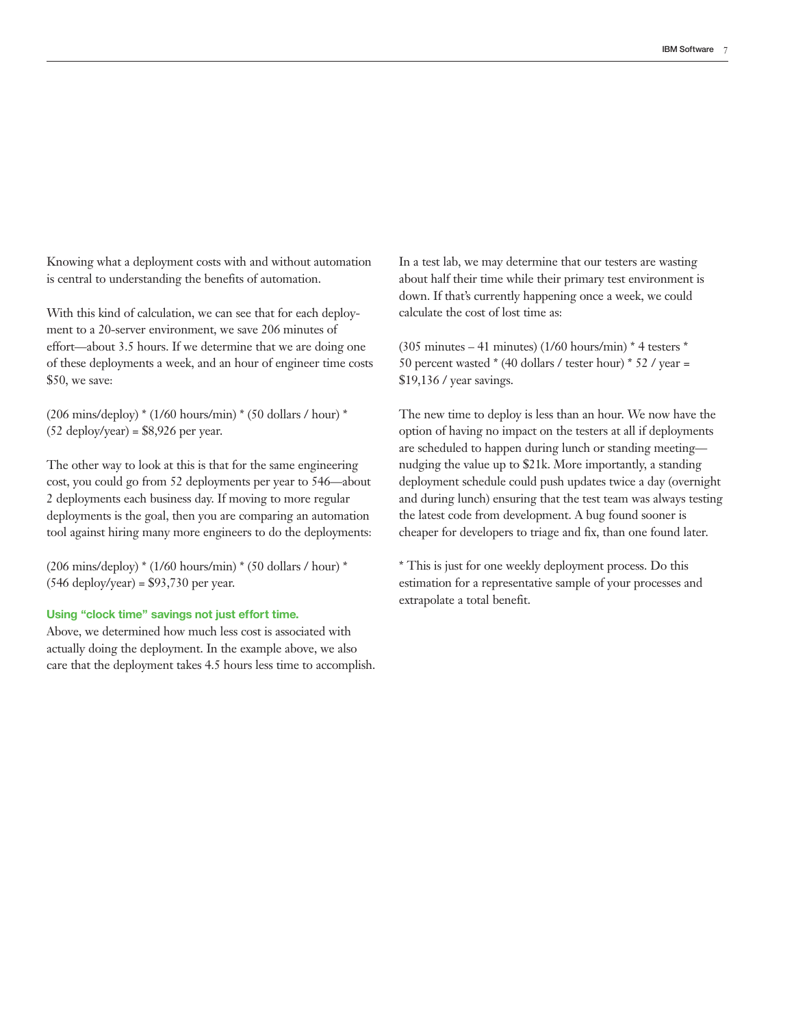Knowing what a deployment costs with and without automation is central to understanding the benefits of automation.

With this kind of calculation, we can see that for each deployment to a 20-server environment, we save 206 minutes of effort—about 3.5 hours. If we determine that we are doing one of these deployments a week, and an hour of engineer time costs $50, we save:

(206 mins/deploy) * (1/60 hours/min) * (50 dollars / hour) * (52 deploy/year) = $8,926 per year.

The other way to look at this is that for the same engineering cost, you could go from 52 deployments per year to 546—about 2 deployments each business day. If moving to more regular deployments is the goal, then you are comparing an automation tool against hiring many more engineers to do the deployments:

(206 mins/deploy) * (1/60 hours/min) * (50 dollars / hour) * (546 deploy/year) = $93,730 per year.

#### Using "clock time" savings not just effort time.

Above, we determined how much less cost is associated with actually doing the deployment. In the example above, we also care that the deployment takes 4.5 hours less time to accomplish.

In a test lab, we may determine that our testers are wasting about half their time while their primary test environment is down. If that's currently happening once a week, we could calculate the cost of lost time as:

(305 minutes – 41 minutes) (1/60 hours/min) * 4 testers * 50 percent wasted * (40 dollars / tester hour) * 52 / year = $19,136 / year savings.

The new time to deploy is less than an hour. We now have the option of having no impact on the testers at all if deployments are scheduled to happen during lunch or standing meeting—nudging the value up to $21k. More importantly, a standing deployment schedule could push updates twice a day (overnight and during lunch) ensuring that the test team was always testing the latest code from development. A bug found sooner is cheaper for developers to triage and fix, than one found later.

* This is just for one weekly deployment process. Do this estimation for a representative sample of your processes and extrapolate a total benefit.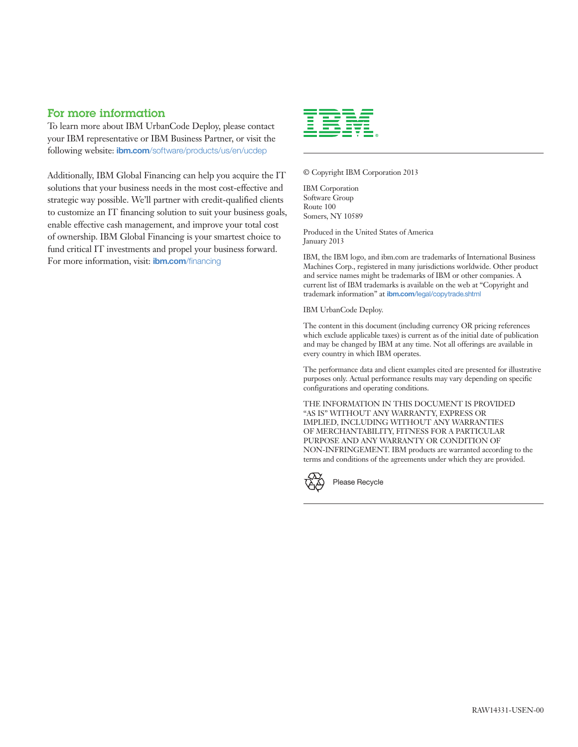## For more information

To learn more about IBM UrbanCode Deploy, please contact your IBM representative or IBM Business Partner, or visit the following website: **ibm.com**/software/products/us/en/ucdep

Additionally, IBM Global Financing can help you acquire the IT solutions that your business needs in the most cost-effective and strategic way possible. We'll partner with credit-qualified clients to customize an IT financing solution to suit your business goals, enable effective cash management, and improve your total cost of ownership. IBM Global Financing is your smartest choice to fund critical IT investments and propel your business forward. For more information, visit: **ibm.com**/financing

© Copyright IBM Corporation 2013

IBM Corporation
Software Group
Route 100
Somers, NY 10589

Produced in the United States of America
January 2013

IBM, the IBM logo, and ibm.com are trademarks of International Business Machines Corp., registered in many jurisdictions worldwide. Other product and service names might be trademarks of IBM or other companies. A current list of IBM trademarks is available on the web at "Copyright and trademark information" at **ibm.com**/legal/copytrade.shtml

IBM UrbanCode Deploy.

The content in this document (including currency OR pricing references which exclude applicable taxes) is current as of the initial date of publication and may be changed by IBM at any time. Not all offerings are available in every country in which IBM operates.

The performance data and client examples cited are presented for illustrative purposes only. Actual performance results may vary depending on specific configurations and operating conditions.

THE INFORMATION IN THIS DOCUMENT IS PROVIDED "AS IS" WITHOUT ANY WARRANTY, EXPRESS OR IMPLIED, INCLUDING WITHOUT ANY WARRANTIES OF MERCHANTABILITY, FITNESS FOR A PARTICULAR PURPOSE AND ANY WARRANTY OR CONDITION OF NON-INFRINGEMENT. IBM products are warranted according to the terms and conditions of the agreements under which they are provided.

Please Recycle

RAW14331-USEN-00